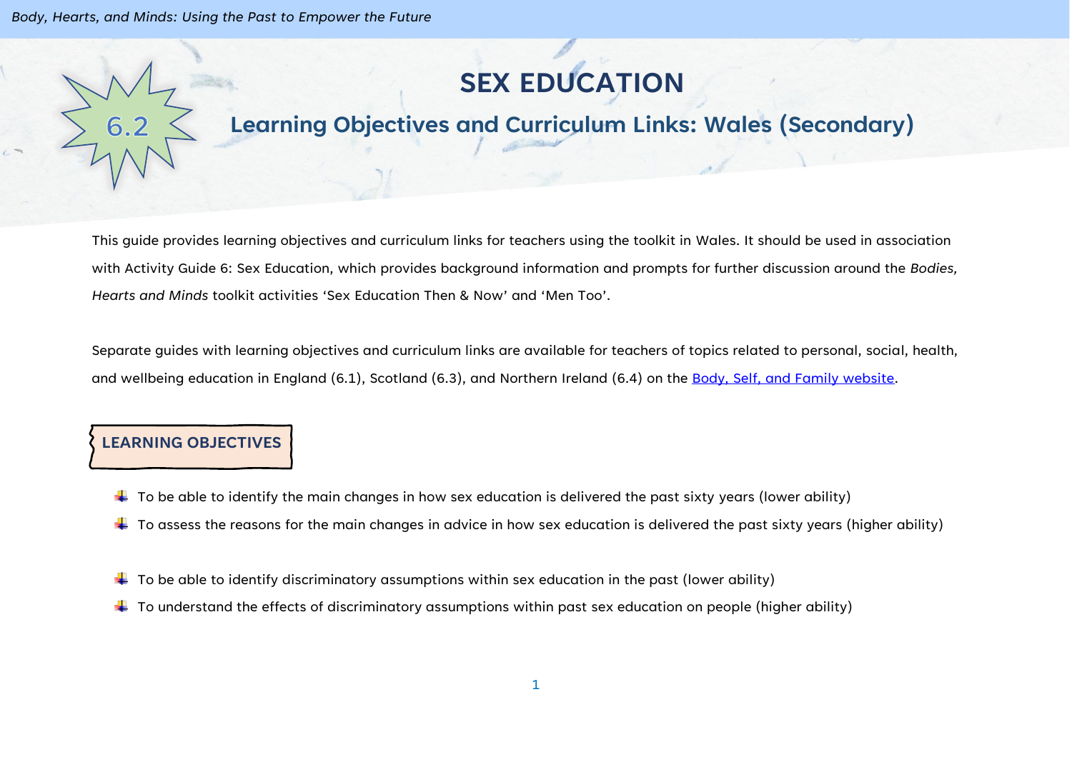# SEX EDUCATION

## 6.2 Learning Objectives and Curriculum Links: Wales (Secondary)

This guide provides learning objectives and curriculum links for teachers using the toolkit in Wales. It should be used in association with Activity Guide 6: Sex Education, which provides background information and prompts for further discussion around the *Bodies, Hearts and Minds* toolkit activities 'Sex Education Then & Now' and 'Men Too'.

Separate guides with learning objectives and curriculum links are available for teachers of topics related to personal, social, health, and wellbeing education in England (6.1), Scotland (6.3), and Northern Ireland (6.4) on the [Body, Self, and Family website](#).

### LEARNING OBJECTIVES

- To be able to identify the main changes in how sex education is delivered the past sixty years (lower ability)
- To assess the reasons for the main changes in advice in how sex education is delivered the past sixty years (higher ability)

- To be able to identify discriminatory assumptions within sex education in the past (lower ability)
- To understand the effects of discriminatory assumptions within past sex education on people (higher ability)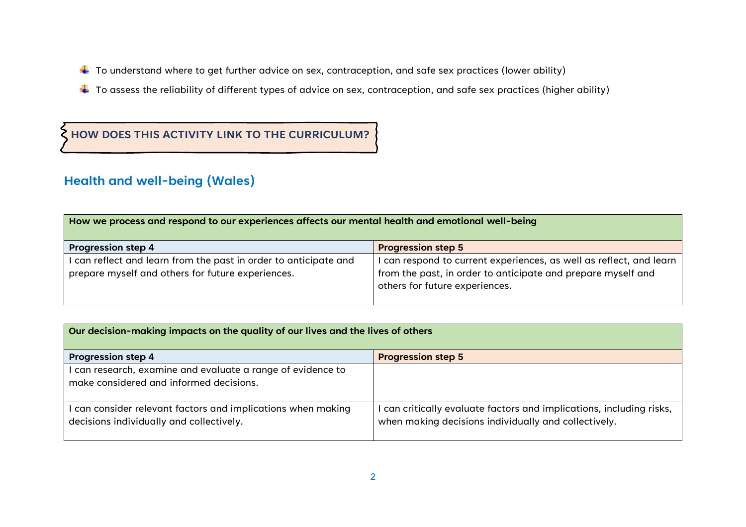- To understand where to get further advice on sex, contraception, and safe sex practices (lower ability)
- To assess the reliability of different types of advice on sex, contraception, and safe sex practices (higher ability)

## HOW DOES THIS ACTIVITY LINK TO THE CURRICULUM?

### Health and well-being (Wales)

| **How we process and respond to our experiences affects our mental health and emotional well-being** | |
|---|---|
| **Progression step 4** | **Progression step 5** |
| I can reflect and learn from the past in order to anticipate and prepare myself and others for future experiences. | I can respond to current experiences, as well as reflect, and learn from the past, in order to anticipate and prepare myself and others for future experiences. |

| **Our decision-making impacts on the quality of our lives and the lives of others** | |
|---|---|
| **Progression step 4** | **Progression step 5** |
| I can research, examine and evaluate a range of evidence to make considered and informed decisions. | |
| I can consider relevant factors and implications when making decisions individually and collectively. | I can critically evaluate factors and implications, including risks, when making decisions individually and collectively. |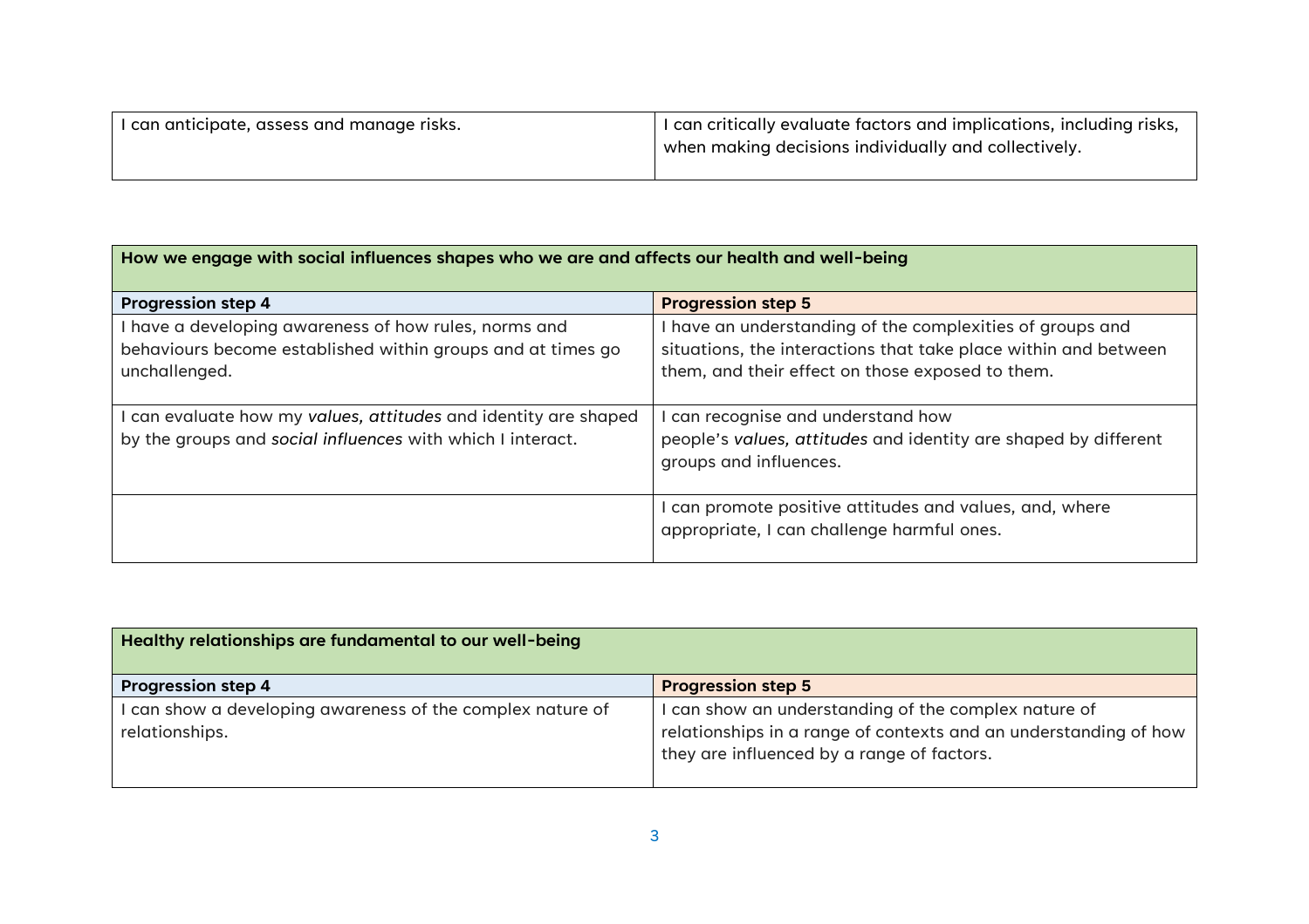| | |
|---|---|
| I can anticipate, assess and manage risks. | I can critically evaluate factors and implications, including risks, when making decisions individually and collectively. |

| **How we engage with social influences shapes who we are and affects our health and well-being** | |
|---|---|
| **Progression step 4** | **Progression step 5** |
| I have a developing awareness of how rules, norms and behaviours become established within groups and at times go unchallenged. | I have an understanding of the complexities of groups and situations, the interactions that take place within and between them, and their effect on those exposed to them. |
| I can evaluate how my *values, attitudes* and identity are shaped by the groups and *social influences* with which I interact. | I can recognise and understand how people's *values, attitudes* and identity are shaped by different groups and influences. |
| | I can promote positive attitudes and values, and, where appropriate, I can challenge harmful ones. |

| **Healthy relationships are fundamental to our well-being** | |
|---|---|
| **Progression step 4** | **Progression step 5** |
| I can show a developing awareness of the complex nature of relationships. | I can show an understanding of the complex nature of relationships in a range of contexts and an understanding of how they are influenced by a range of factors. |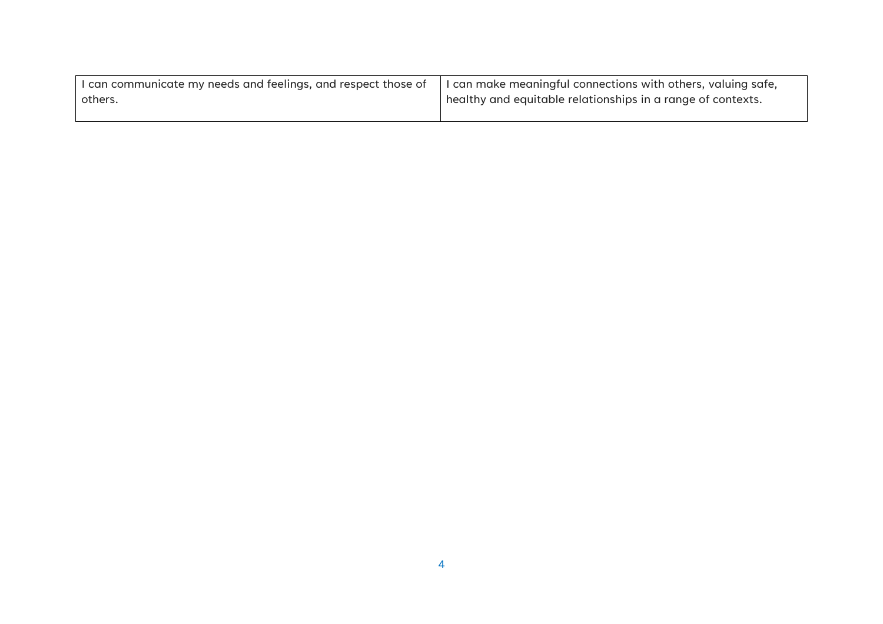| | |
|---|---|
| I can communicate my needs and feelings, and respect those of others. | I can make meaningful connections with others, valuing safe, healthy and equitable relationships in a range of contexts. |